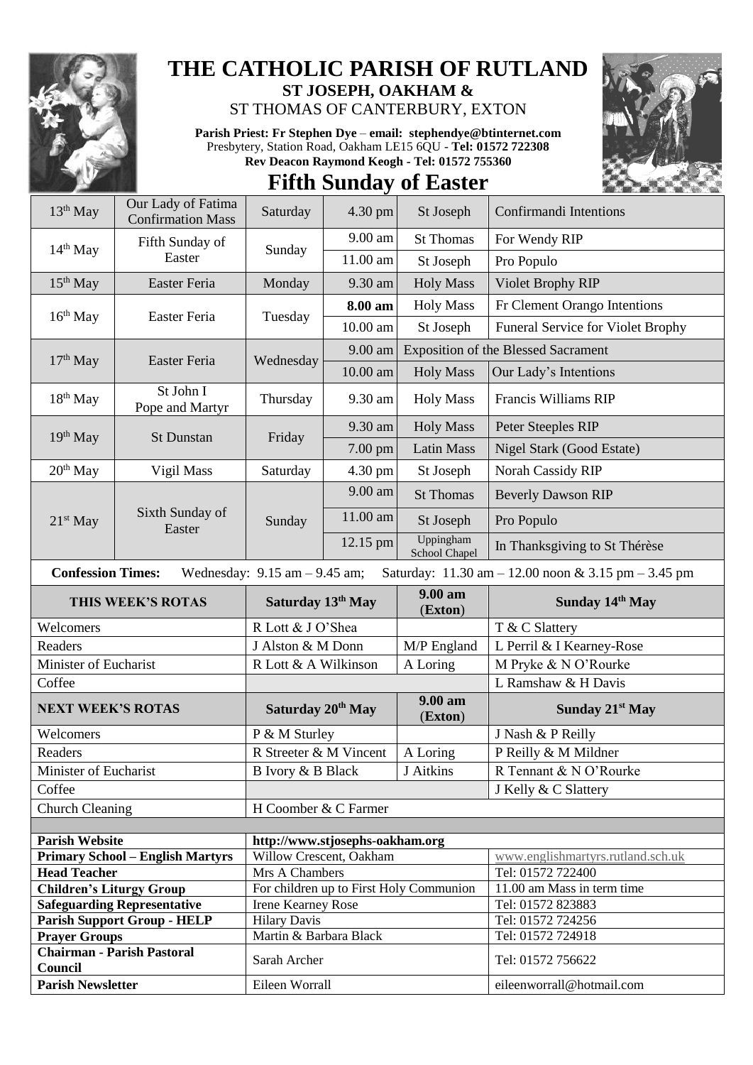# THE CATHOLIC PARISH OF RUTLAND

**ST JOSEPH, OAKHAM &**

ST THOMAS OF CANTERBURY, EXTON

**Parish Priest: Fr Stephen Dye** – **email: stephendye@btinternet.com**

Presbytery, Station Road, Oakham LE15 6QU - **Tel: 01572 722308**

**Rev Deacon Raymond Keogh - Tel: 01572 755360**

## Fifth Sunday of Easter

| | | | | | |
|---|---|---|---|---|---|
| 13th May | Our Lady of Fatima Confirmation Mass | Saturday | 4.30 pm | St Joseph | Confirmandi Intentions |
| 14th May | Fifth Sunday of Easter | Sunday | 9.00 am | St Thomas | For Wendy RIP |
| | | | 11.00 am | St Joseph | Pro Populo |
| 15th May | Easter Feria | Monday | 9.30 am | Holy Mass | Violet Brophy RIP |
| 16th May | Easter Feria | Tuesday | **8.00 am** | Holy Mass | Fr Clement Orango Intentions |
| | | | 10.00 am | St Joseph | Funeral Service for Violet Brophy |
| 17th May | Easter Feria | Wednesday | 9.00 am | Exposition of the Blessed Sacrament | |
| | | | 10.00 am | Holy Mass | Our Lady's Intentions |
| 18th May | St John I Pope and Martyr | Thursday | 9.30 am | Holy Mass | Francis Williams RIP |
| 19th May | St Dunstan | Friday | 9.30 am | Holy Mass | Peter Steeples RIP |
| | | | 7.00 pm | Latin Mass | Nigel Stark (Good Estate) |
| 20th May | Vigil Mass | Saturday | 4.30 pm | St Joseph | Norah Cassidy RIP |
| 21st May | Sixth Sunday of Easter | Sunday | 9.00 am | St Thomas | Beverly Dawson RIP |
| | | | 11.00 am | St Joseph | Pro Populo |
| | | | 12.15 pm | Uppingham School Chapel | In Thanksgiving to St Thérèse |

**Confession Times:** Wednesday: 9.15 am – 9.45 am; Saturday: 11.30 am – 12.00 noon & 3.15 pm – 3.45 pm

| **THIS WEEK'S ROTAS** | **Saturday 13th May** | **9.00 am (Exton)** | **Sunday 14th May** |
|---|---|---|---|
| Welcomers | R Lott & J O'Shea | | T & C Slattery |
| Readers | J Alston & M Donn | M/P England | L Perril & I Kearney-Rose |
| Minister of Eucharist | R Lott & A Wilkinson | A Loring | M Pryke & N O'Rourke |
| Coffee | | | L Ramshaw & H Davis |
| **NEXT WEEK'S ROTAS** | **Saturday 20th May** | **9.00 am (Exton)** | **Sunday 21st May** |
| Welcomers | P & M Sturley | | J Nash & P Reilly |
| Readers | R Streeter & M Vincent | A Loring | P Reilly & M Mildner |
| Minister of Eucharist | B Ivory & B Black | J Aitkins | R Tennant & N O'Rourke |
| Coffee | | | J Kelly & C Slattery |
| Church Cleaning | H Coomber & C Farmer | | |

| | | |
|---|---|---|
| **Parish Website** | **http://www.stjosephs-oakham.org** | |
| **Primary School – English Martyrs** | Willow Crescent, Oakham | www.englishmartyrs.rutland.sch.uk |
| **Head Teacher** | Mrs A Chambers | Tel: 01572 722400 |
| **Children's Liturgy Group** | For children up to First Holy Communion | 11.00 am Mass in term time |
| **Safeguarding Representative** | Irene Kearney Rose | Tel: 01572 823883 |
| **Parish Support Group - HELP** | Hilary Davis | Tel: 01572 724256 |
| **Prayer Groups** | Martin & Barbara Black | Tel: 01572 724918 |
| **Chairman - Parish Pastoral Council** | Sarah Archer | Tel: 01572 756622 |
| **Parish Newsletter** | Eileen Worrall | eileenworrall@hotmail.com |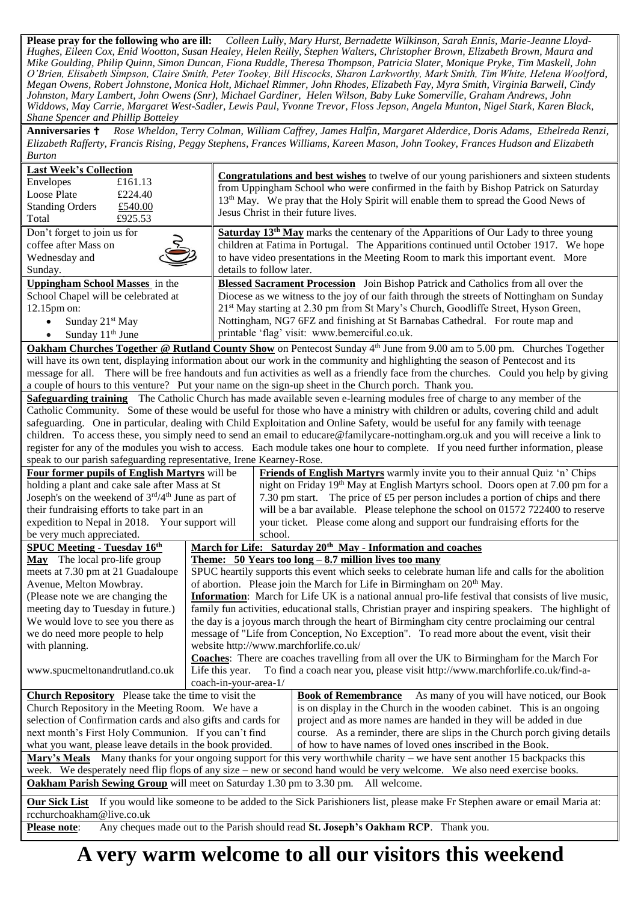**Please pray for the following who are ill:** *Colleen Lully, Mary Hurst, Bernadette Wilkinson, Sarah Ennis, Marie-Jeanne Lloyd-Hughes, Eileen Cox, Enid Wootton, Susan Healey, Helen Reilly, Stephen Walters, Christopher Brown, Elizabeth Brown, Maura and Mike Goulding, Philip Quinn, Simon Duncan, Fiona Ruddle, Theresa Thompson, Patricia Slater, Monique Pryke, Tim Maskell, John O'Brien, Elisabeth Simpson, Claire Smith, Peter Tookey, Bill Hiscocks, Sharon Larkworthy, Mark Smith, Tim White, Helena Woolford, Megan Owens, Robert Johnstone, Monica Holt, Michael Rimmer, John Rhodes, Elizabeth Fay, Myra Smith, Virginia Barwell, Cindy Johnston, Mary Lambert, John Owens (Snr), Michael Gardiner, Helen Wilson, Baby Luke Somerville, Graham Andrews, John Widdows, May Carrie, Margaret West-Sadler, Lewis Paul, Yvonne Trevor, Floss Jepson, Angela Munton, Nigel Stark, Karen Black, Shane Spencer and Phillip Botteley*

**Anniversaries ✝** *Rose Wheldon, Terry Colman, William Caffrey, James Halfin, Margaret Alderdice, Doris Adams, Ethelreda Renzi, Elizabeth Rafferty, Francis Rising, Peggy Stephens, Frances Williams, Kareen Mason, John Tookey, Frances Hudson and Elizabeth Burton*

**Last Week's Collection**

| | |
|---|---|
| Envelopes | £161.13 |
| Loose Plate | £224.40 |
| Standing Orders | £540.00 |
| Total | £925.53 |

**Congratulations and best wishes** to twelve of our young parishioners and sixteen students from Uppingham School who were confirmed in the faith by Bishop Patrick on Saturday 13th May. We pray that the Holy Spirit will enable them to spread the Good News of Jesus Christ in their future lives.

Don't forget to join us for coffee after Mass on Wednesday and Sunday.

**Saturday 13th May** marks the centenary of the Apparitions of Our Lady to three young children at Fatima in Portugal. The Apparitions continued until October 1917. We hope to have video presentations in the Meeting Room to mark this important event. More details to follow later.

**Uppingham School Masses** in the School Chapel will be celebrated at 12.15pm on:

- Sunday 21st May
- Sunday 11th June

**Blessed Sacrament Procession** Join Bishop Patrick and Catholics from all over the Diocese as we witness to the joy of our faith through the streets of Nottingham on Sunday 21st May starting at 2.30 pm from St Mary's Church, Goodliffe Street, Hyson Green, Nottingham, NG7 6FZ and finishing at St Barnabas Cathedral. For route map and printable 'flag' visit: www.bemerciful.co.uk.

**Oakham Churches Together @ Rutland County Show** on Pentecost Sunday 4th June from 9.00 am to 5.00 pm. Churches Together will have its own tent, displaying information about our work in the community and highlighting the season of Pentecost and its message for all. There will be free handouts and fun activities as well as a friendly face from the churches. Could you help by giving a couple of hours to this venture? Put your name on the sign-up sheet in the Church porch. Thank you.

**Safeguarding training** The Catholic Church has made available seven e-learning modules free of charge to any member of the Catholic Community. Some of these would be useful for those who have a ministry with children or adults, covering child and adult safeguarding. One in particular, dealing with Child Exploitation and Online Safety, would be useful for any family with teenage children. To access these, you simply need to send an email to educare@familycare-nottingham.org.uk and you will receive a link to register for any of the modules you wish to access. Each module takes one hour to complete. If you need further information, please speak to our parish safeguarding representative, Irene Kearney-Rose.

**Four former pupils of English Martyrs** will be holding a plant and cake sale after Mass at St Joseph's on the weekend of 3rd/4th June as part of their fundraising efforts to take part in an expedition to Nepal in 2018. Your support will be very much appreciated.

**Friends of English Martyrs** warmly invite you to their annual Quiz 'n' Chips night on Friday 19th May at English Martyrs school. Doors open at 7.00 pm for a 7.30 pm start. The price of £5 per person includes a portion of chips and there will be a bar available. Please telephone the school on 01572 722400 to reserve your ticket. Please come along and support our fundraising efforts for the school.

**SPUC Meeting - Tuesday 16th May** The local pro-life group meets at 7.30 pm at 21 Guadaloupe Avenue, Melton Mowbray. (Please note we are changing the meeting day to Tuesday in future.) We would love to see you there as we do need more people to help with planning.

www.spucmeltonandrutland.co.uk

**March for Life: Saturday 20th May - Information and coaches**

**Theme: 50 Years too long – 8.7 million lives too many**

SPUC heartily supports this event which seeks to celebrate human life and calls for the abolition of abortion. Please join the March for Life in Birmingham on 20th May.

**Information**: March for Life UK is a national annual pro-life festival that consists of live music, family fun activities, educational stalls, Christian prayer and inspiring speakers. The highlight of the day is a joyous march through the heart of Birmingham city centre proclaiming our central message of "Life from Conception, No Exception". To read more about the event, visit their website http://www.marchforlife.co.uk/

**Coaches**: There are coaches travelling from all over the UK to Birmingham for the March For Life this year. To find a coach near you, please visit http://www.marchforlife.co.uk/find-a-coach-in-your-area-1/

**Church Repository** Please take the time to visit the Church Repository in the Meeting Room. We have a selection of Confirmation cards and also gifts and cards for next month's First Holy Communion. If you can't find what you want, please leave details in the book provided.

**Book of Remembrance** As many of you will have noticed, our Book is on display in the Church in the wooden cabinet. This is an ongoing project and as more names are handed in they will be added in due course. As a reminder, there are slips in the Church porch giving details of how to have names of loved ones inscribed in the Book.

**Mary's Meals** Many thanks for your ongoing support for this very worthwhile charity – we have sent another 15 backpacks this week. We desperately need flip flops of any size – new or second hand would be very welcome. We also need exercise books.

**Oakham Parish Sewing Group** will meet on Saturday 1.30 pm to 3.30 pm. All welcome.

**Our Sick List** If you would like someone to be added to the Sick Parishioners list, please make Fr Stephen aware or email Maria at: rcchurchoakham@live.co.uk

**Please note**: Any cheques made out to the Parish should read **St. Joseph's Oakham RCP**. Thank you.

# A very warm welcome to all our visitors this weekend